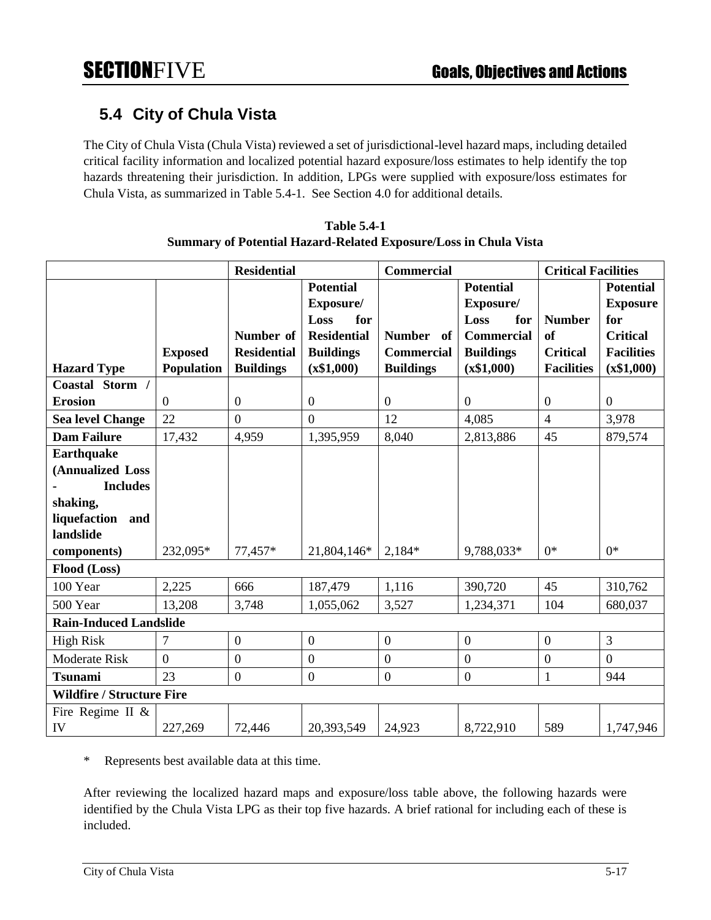## 5.4 City of Chula Vista

The City of Chula Vista (Chula Vista) reviewed a set of jurisdictional-level hazard maps, including detailed critical facility information and localized potential hazard exposure/loss estimates to help identify the top hazards threatening their jurisdiction. In addition, LPGs were supplied with exposure/loss estimates for Chula Vista, as summarized in Table 5.4-1. See Section 4.0 for additional details.

**Table 5.4-1**
**Summary of Potential Hazard-Related Exposure/Loss in Chula Vista**

| | | Residential | | Commercial | | Critical Facilities | |
|---|---|---|---|---|---|---|---|
| **Hazard Type** | **Exposed Population** | **Number of Residential Buildings** | **Potential Exposure/ Loss for Residential Buildings (x$1,000)** | **Number of Commercial Buildings** | **Potential Exposure/ Loss for Commercial Buildings (x$1,000)** | **Number of Critical Facilities** | **Potential Exposure for Critical Facilities (x$1,000)** |
| **Coastal Storm / Erosion** | 0 | 0 | 0 | 0 | 0 | 0 | 0 |
| **Sea level Change** | 22 | 0 | 0 | 12 | 4,085 | 4 | 3,978 |
| **Dam Failure** | 17,432 | 4,959 | 1,395,959 | 8,040 | 2,813,886 | 45 | 879,574 |
| **Earthquake (Annualized Loss - Includes shaking, liquefaction and landslide components)** | 232,095* | 77,457* | 21,804,146* | 2,184* | 9,788,033* | 0* | 0* |
| **Flood (Loss)** | | | | | | | |
| 100 Year | 2,225 | 666 | 187,479 | 1,116 | 390,720 | 45 | 310,762 |
| 500 Year | 13,208 | 3,748 | 1,055,062 | 3,527 | 1,234,371 | 104 | 680,037 |
| **Rain-Induced Landslide** | | | | | | | |
| High Risk | 7 | 0 | 0 | 0 | 0 | 0 | 3 |
| Moderate Risk | 0 | 0 | 0 | 0 | 0 | 0 | 0 |
| **Tsunami** | 23 | 0 | 0 | 0 | 0 | 1 | 944 |
| **Wildfire / Structure Fire** | | | | | | | |
| Fire Regime II & IV | 227,269 | 72,446 | 20,393,549 | 24,923 | 8,722,910 | 589 | 1,747,946 |

\* Represents best available data at this time.

After reviewing the localized hazard maps and exposure/loss table above, the following hazards were identified by the Chula Vista LPG as their top five hazards. A brief rational for including each of these is included.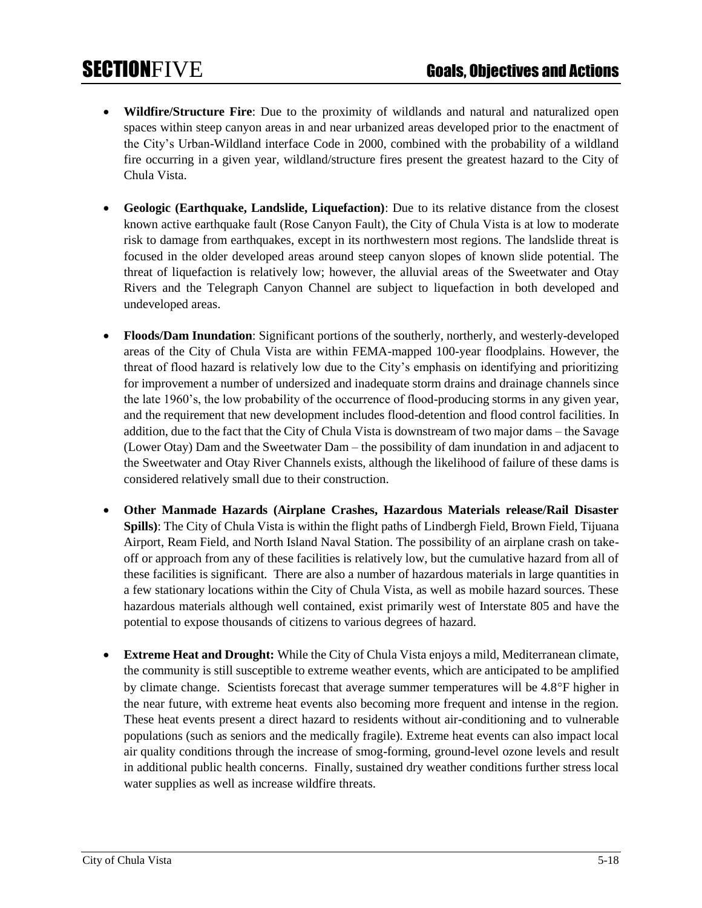- **Wildfire/Structure Fire**: Due to the proximity of wildlands and natural and naturalized open spaces within steep canyon areas in and near urbanized areas developed prior to the enactment of the City's Urban-Wildland interface Code in 2000, combined with the probability of a wildland fire occurring in a given year, wildland/structure fires present the greatest hazard to the City of Chula Vista.

- **Geologic (Earthquake, Landslide, Liquefaction)**: Due to its relative distance from the closest known active earthquake fault (Rose Canyon Fault), the City of Chula Vista is at low to moderate risk to damage from earthquakes, except in its northwestern most regions. The landslide threat is focused in the older developed areas around steep canyon slopes of known slide potential. The threat of liquefaction is relatively low; however, the alluvial areas of the Sweetwater and Otay Rivers and the Telegraph Canyon Channel are subject to liquefaction in both developed and undeveloped areas.

- **Floods/Dam Inundation**: Significant portions of the southerly, northerly, and westerly-developed areas of the City of Chula Vista are within FEMA-mapped 100-year floodplains. However, the threat of flood hazard is relatively low due to the City's emphasis on identifying and prioritizing for improvement a number of undersized and inadequate storm drains and drainage channels since the late 1960's, the low probability of the occurrence of flood-producing storms in any given year, and the requirement that new development includes flood-detention and flood control facilities. In addition, due to the fact that the City of Chula Vista is downstream of two major dams – the Savage (Lower Otay) Dam and the Sweetwater Dam – the possibility of dam inundation in and adjacent to the Sweetwater and Otay River Channels exists, although the likelihood of failure of these dams is considered relatively small due to their construction.

- **Other Manmade Hazards (Airplane Crashes, Hazardous Materials release/Rail Disaster Spills)**: The City of Chula Vista is within the flight paths of Lindbergh Field, Brown Field, Tijuana Airport, Ream Field, and North Island Naval Station. The possibility of an airplane crash on take-off or approach from any of these facilities is relatively low, but the cumulative hazard from all of these facilities is significant. There are also a number of hazardous materials in large quantities in a few stationary locations within the City of Chula Vista, as well as mobile hazard sources. These hazardous materials although well contained, exist primarily west of Interstate 805 and have the potential to expose thousands of citizens to various degrees of hazard.

- **Extreme Heat and Drought:** While the City of Chula Vista enjoys a mild, Mediterranean climate, the community is still susceptible to extreme weather events, which are anticipated to be amplified by climate change. Scientists forecast that average summer temperatures will be 4.8°F higher in the near future, with extreme heat events also becoming more frequent and intense in the region. These heat events present a direct hazard to residents without air-conditioning and to vulnerable populations (such as seniors and the medically fragile). Extreme heat events can also impact local air quality conditions through the increase of smog-forming, ground-level ozone levels and result in additional public health concerns. Finally, sustained dry weather conditions further stress local water supplies as well as increase wildfire threats.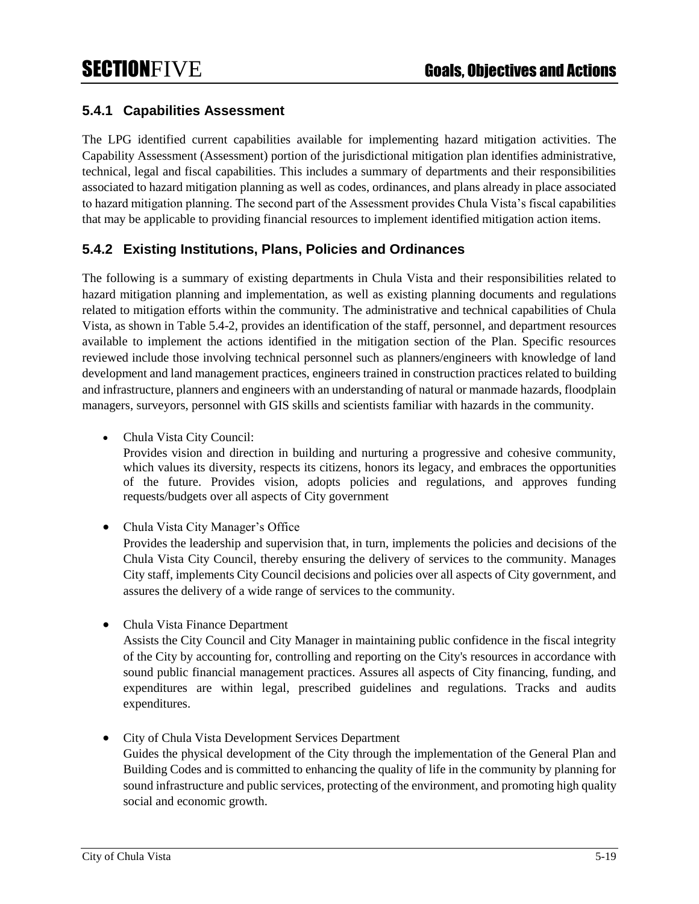### 5.4.1 Capabilities Assessment

The LPG identified current capabilities available for implementing hazard mitigation activities. The Capability Assessment (Assessment) portion of the jurisdictional mitigation plan identifies administrative, technical, legal and fiscal capabilities. This includes a summary of departments and their responsibilities associated to hazard mitigation planning as well as codes, ordinances, and plans already in place associated to hazard mitigation planning. The second part of the Assessment provides Chula Vista's fiscal capabilities that may be applicable to providing financial resources to implement identified mitigation action items.

### 5.4.2 Existing Institutions, Plans, Policies and Ordinances

The following is a summary of existing departments in Chula Vista and their responsibilities related to hazard mitigation planning and implementation, as well as existing planning documents and regulations related to mitigation efforts within the community. The administrative and technical capabilities of Chula Vista, as shown in Table 5.4-2, provides an identification of the staff, personnel, and department resources available to implement the actions identified in the mitigation section of the Plan. Specific resources reviewed include those involving technical personnel such as planners/engineers with knowledge of land development and land management practices, engineers trained in construction practices related to building and infrastructure, planners and engineers with an understanding of natural or manmade hazards, floodplain managers, surveyors, personnel with GIS skills and scientists familiar with hazards in the community.

- Chula Vista City Council:
  Provides vision and direction in building and nurturing a progressive and cohesive community, which values its diversity, respects its citizens, honors its legacy, and embraces the opportunities of the future. Provides vision, adopts policies and regulations, and approves funding requests/budgets over all aspects of City government

- Chula Vista City Manager's Office
  Provides the leadership and supervision that, in turn, implements the policies and decisions of the Chula Vista City Council, thereby ensuring the delivery of services to the community. Manages City staff, implements City Council decisions and policies over all aspects of City government, and assures the delivery of a wide range of services to the community.

- Chula Vista Finance Department
  Assists the City Council and City Manager in maintaining public confidence in the fiscal integrity of the City by accounting for, controlling and reporting on the City's resources in accordance with sound public financial management practices. Assures all aspects of City financing, funding, and expenditures are within legal, prescribed guidelines and regulations. Tracks and audits expenditures.

- City of Chula Vista Development Services Department
  Guides the physical development of the City through the implementation of the General Plan and Building Codes and is committed to enhancing the quality of life in the community by planning for sound infrastructure and public services, protecting of the environment, and promoting high quality social and economic growth.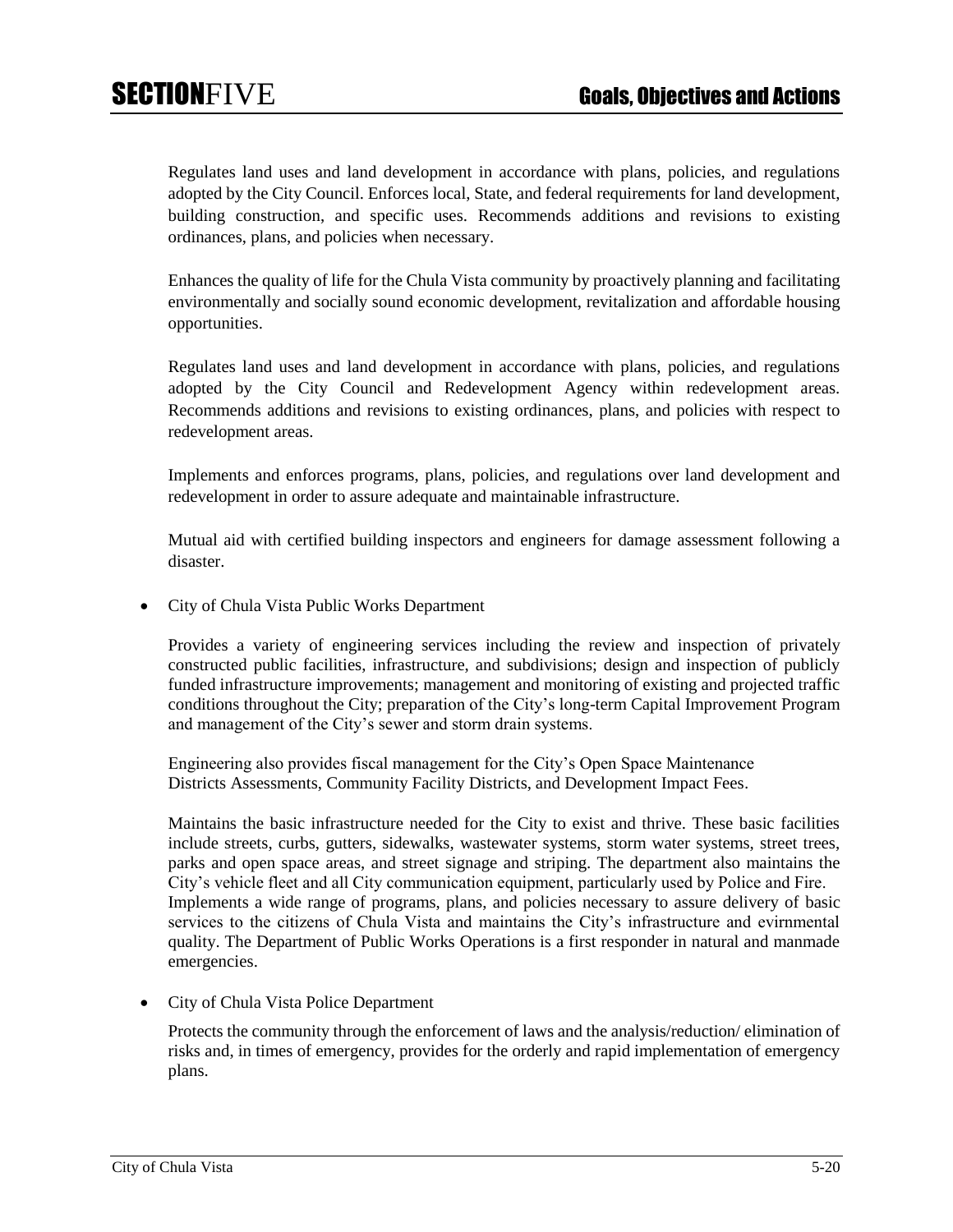Regulates land uses and land development in accordance with plans, policies, and regulations adopted by the City Council. Enforces local, State, and federal requirements for land development, building construction, and specific uses. Recommends additions and revisions to existing ordinances, plans, and policies when necessary.

Enhances the quality of life for the Chula Vista community by proactively planning and facilitating environmentally and socially sound economic development, revitalization and affordable housing opportunities.

Regulates land uses and land development in accordance with plans, policies, and regulations adopted by the City Council and Redevelopment Agency within redevelopment areas. Recommends additions and revisions to existing ordinances, plans, and policies with respect to redevelopment areas.

Implements and enforces programs, plans, policies, and regulations over land development and redevelopment in order to assure adequate and maintainable infrastructure.

Mutual aid with certified building inspectors and engineers for damage assessment following a disaster.

- City of Chula Vista Public Works Department

  Provides a variety of engineering services including the review and inspection of privately constructed public facilities, infrastructure, and subdivisions; design and inspection of publicly funded infrastructure improvements; management and monitoring of existing and projected traffic conditions throughout the City; preparation of the City's long-term Capital Improvement Program and management of the City's sewer and storm drain systems.

  Engineering also provides fiscal management for the City's Open Space Maintenance Districts Assessments, Community Facility Districts, and Development Impact Fees.

  Maintains the basic infrastructure needed for the City to exist and thrive. These basic facilities include streets, curbs, gutters, sidewalks, wastewater systems, storm water systems, street trees, parks and open space areas, and street signage and striping. The department also maintains the City's vehicle fleet and all City communication equipment, particularly used by Police and Fire. Implements a wide range of programs, plans, and policies necessary to assure delivery of basic services to the citizens of Chula Vista and maintains the City's infrastructure and evirnmental quality. The Department of Public Works Operations is a first responder in natural and manmade emergencies.

- City of Chula Vista Police Department

  Protects the community through the enforcement of laws and the analysis/reduction/ elimination of risks and, in times of emergency, provides for the orderly and rapid implementation of emergency plans.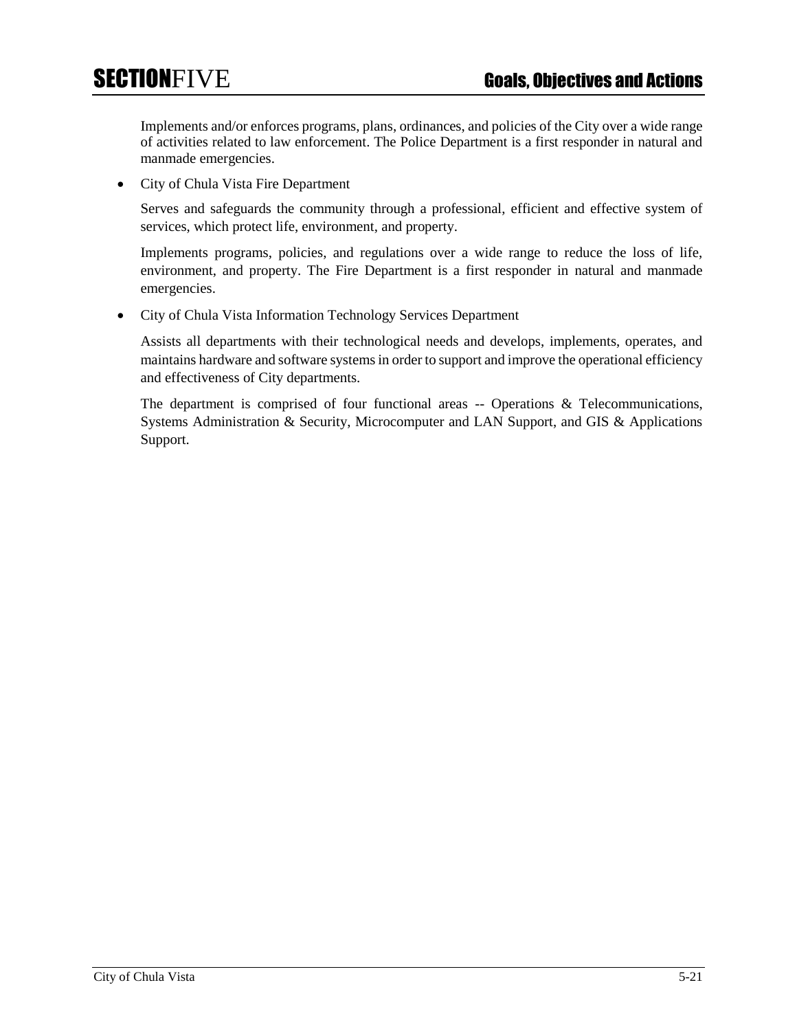Implements and/or enforces programs, plans, ordinances, and policies of the City over a wide range of activities related to law enforcement. The Police Department is a first responder in natural and manmade emergencies.

- City of Chula Vista Fire Department

  Serves and safeguards the community through a professional, efficient and effective system of services, which protect life, environment, and property.

  Implements programs, policies, and regulations over a wide range to reduce the loss of life, environment, and property. The Fire Department is a first responder in natural and manmade emergencies.

- City of Chula Vista Information Technology Services Department

  Assists all departments with their technological needs and develops, implements, operates, and maintains hardware and software systems in order to support and improve the operational efficiency and effectiveness of City departments.

  The department is comprised of four functional areas -- Operations & Telecommunications, Systems Administration & Security, Microcomputer and LAN Support, and GIS & Applications Support.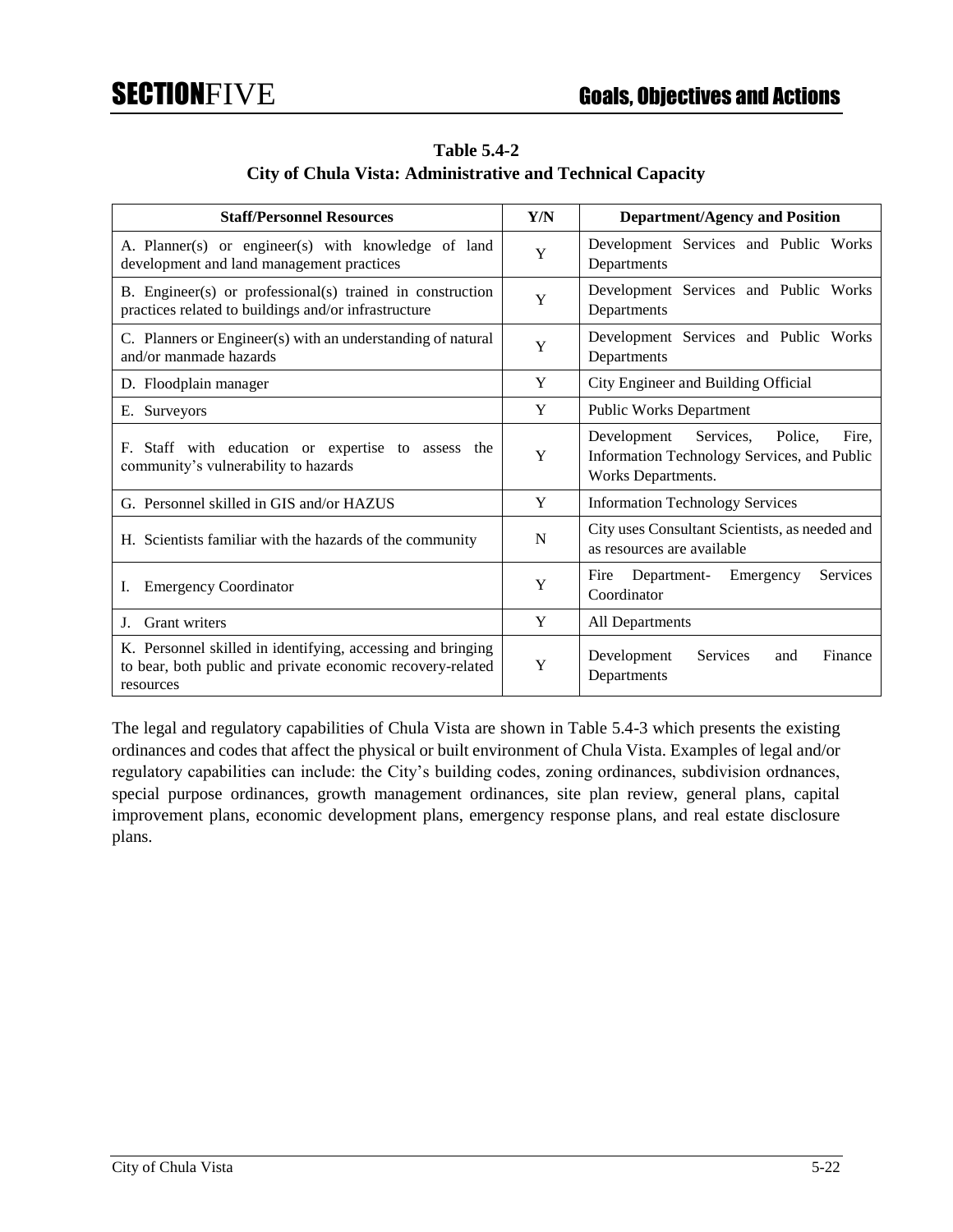**Table 5.4-2**
**City of Chula Vista: Administrative and Technical Capacity**

| Staff/Personnel Resources | Y/N | Department/Agency and Position |
|---|---|---|
| A. Planner(s) or engineer(s) with knowledge of land development and land management practices | Y | Development Services and Public Works Departments |
| B. Engineer(s) or professional(s) trained in construction practices related to buildings and/or infrastructure | Y | Development Services and Public Works Departments |
| C. Planners or Engineer(s) with an understanding of natural and/or manmade hazards | Y | Development Services and Public Works Departments |
| D. Floodplain manager | Y | City Engineer and Building Official |
| E. Surveyors | Y | Public Works Department |
| F. Staff with education or expertise to assess the community's vulnerability to hazards | Y | Development Services, Police, Fire, Information Technology Services, and Public Works Departments. |
| G. Personnel skilled in GIS and/or HAZUS | Y | Information Technology Services |
| H. Scientists familiar with the hazards of the community | N | City uses Consultant Scientists, as needed and as resources are available |
| I. Emergency Coordinator | Y | Fire Department- Emergency Services Coordinator |
| J. Grant writers | Y | All Departments |
| K. Personnel skilled in identifying, accessing and bringing to bear, both public and private economic recovery-related resources | Y | Development Services and Finance Departments |

The legal and regulatory capabilities of Chula Vista are shown in Table 5.4-3 which presents the existing ordinances and codes that affect the physical or built environment of Chula Vista. Examples of legal and/or regulatory capabilities can include: the City's building codes, zoning ordinances, subdivision ordnances, special purpose ordinances, growth management ordinances, site plan review, general plans, capital improvement plans, economic development plans, emergency response plans, and real estate disclosure plans.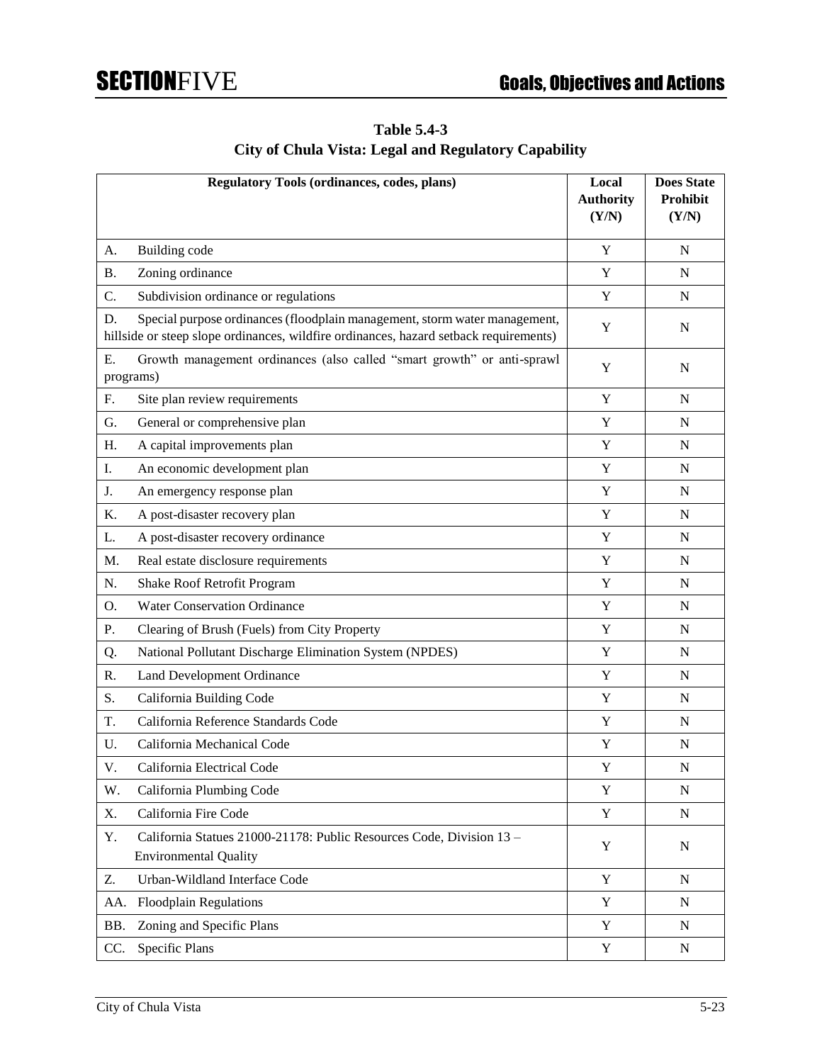**Table 5.4-3**
**City of Chula Vista: Legal and Regulatory Capability**

| Regulatory Tools (ordinances, codes, plans) | Local Authority (Y/N) | Does State Prohibit (Y/N) |
|---|---|---|
| A. Building code | Y | N |
| B. Zoning ordinance | Y | N |
| C. Subdivision ordinance or regulations | Y | N |
| D. Special purpose ordinances (floodplain management, storm water management, hillside or steep slope ordinances, wildfire ordinances, hazard setback requirements) | Y | N |
| E. Growth management ordinances (also called "smart growth" or anti-sprawl programs) | Y | N |
| F. Site plan review requirements | Y | N |
| G. General or comprehensive plan | Y | N |
| H. A capital improvements plan | Y | N |
| I. An economic development plan | Y | N |
| J. An emergency response plan | Y | N |
| K. A post-disaster recovery plan | Y | N |
| L. A post-disaster recovery ordinance | Y | N |
| M. Real estate disclosure requirements | Y | N |
| N. Shake Roof Retrofit Program | Y | N |
| O. Water Conservation Ordinance | Y | N |
| P. Clearing of Brush (Fuels) from City Property | Y | N |
| Q. National Pollutant Discharge Elimination System (NPDES) | Y | N |
| R. Land Development Ordinance | Y | N |
| S. California Building Code | Y | N |
| T. California Reference Standards Code | Y | N |
| U. California Mechanical Code | Y | N |
| V. California Electrical Code | Y | N |
| W. California Plumbing Code | Y | N |
| X. California Fire Code | Y | N |
| Y. California Statues 21000-21178: Public Resources Code, Division 13 – Environmental Quality | Y | N |
| Z. Urban-Wildland Interface Code | Y | N |
| AA. Floodplain Regulations | Y | N |
| BB. Zoning and Specific Plans | Y | N |
| CC. Specific Plans | Y | N |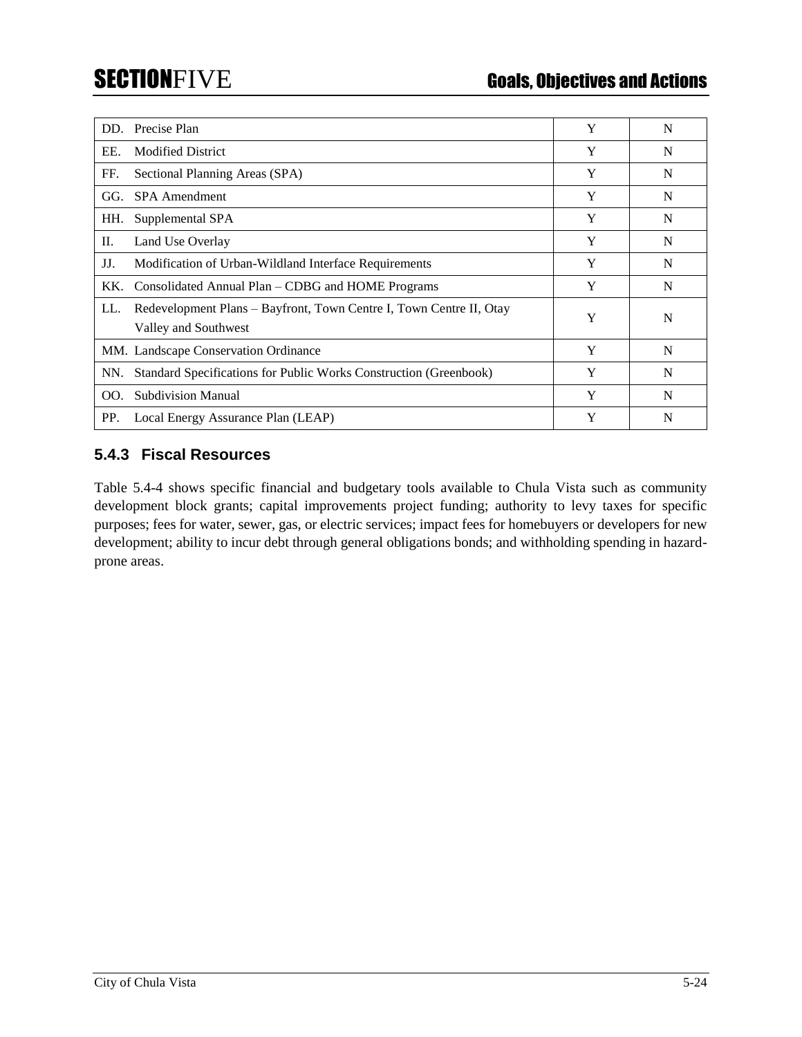| | | | |
|---|---|---|---|
| DD. | Precise Plan | Y | N |
| EE. | Modified District | Y | N |
| FF. | Sectional Planning Areas (SPA) | Y | N |
| GG. | SPA Amendment | Y | N |
| HH. | Supplemental SPA | Y | N |
| II. | Land Use Overlay | Y | N |
| JJ. | Modification of Urban-Wildland Interface Requirements | Y | N |
| KK. | Consolidated Annual Plan – CDBG and HOME Programs | Y | N |
| LL. | Redevelopment Plans – Bayfront, Town Centre I, Town Centre II, Otay Valley and Southwest | Y | N |
| MM. | Landscape Conservation Ordinance | Y | N |
| NN. | Standard Specifications for Public Works Construction (Greenbook) | Y | N |
| OO. | Subdivision Manual | Y | N |
| PP. | Local Energy Assurance Plan (LEAP) | Y | N |

### 5.4.3 Fiscal Resources

Table 5.4-4 shows specific financial and budgetary tools available to Chula Vista such as community development block grants; capital improvements project funding; authority to levy taxes for specific purposes; fees for water, sewer, gas, or electric services; impact fees for homebuyers or developers for new development; ability to incur debt through general obligations bonds; and withholding spending in hazard-prone areas.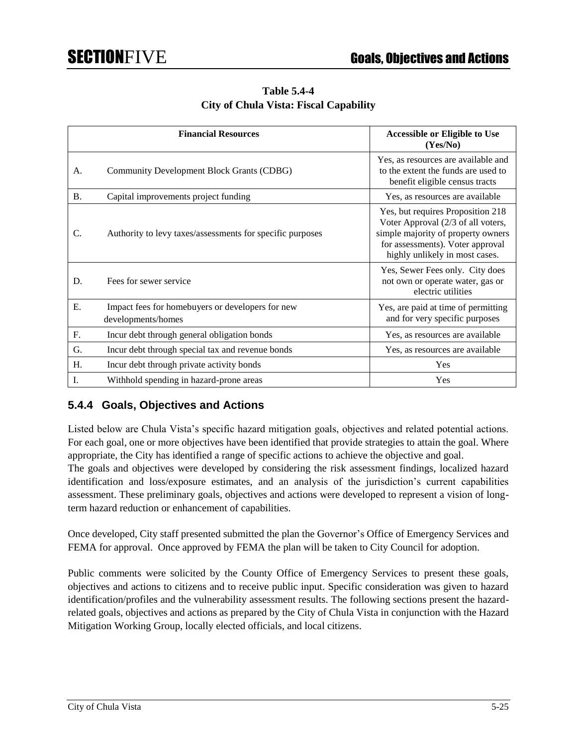**Table 5.4-4**
**City of Chula Vista: Fiscal Capability**

| | Financial Resources | Accessible or Eligible to Use (Yes/No) |
|---|---|---|
| A. | Community Development Block Grants (CDBG) | Yes, as resources are available and to the extent the funds are used to benefit eligible census tracts |
| B. | Capital improvements project funding | Yes, as resources are available |
| C. | Authority to levy taxes/assessments for specific purposes | Yes, but requires Proposition 218 Voter Approval (2/3 of all voters, simple majority of property owners for assessments). Voter approval highly unlikely in most cases. |
| D. | Fees for sewer service | Yes, Sewer Fees only. City does not own or operate water, gas or electric utilities |
| E. | Impact fees for homebuyers or developers for new developments/homes | Yes, are paid at time of permitting and for very specific purposes |
| F. | Incur debt through general obligation bonds | Yes, as resources are available |
| G. | Incur debt through special tax and revenue bonds | Yes, as resources are available |
| H. | Incur debt through private activity bonds | Yes |
| I. | Withhold spending in hazard-prone areas | Yes |

### 5.4.4 Goals, Objectives and Actions

Listed below are Chula Vista's specific hazard mitigation goals, objectives and related potential actions. For each goal, one or more objectives have been identified that provide strategies to attain the goal. Where appropriate, the City has identified a range of specific actions to achieve the objective and goal.
The goals and objectives were developed by considering the risk assessment findings, localized hazard identification and loss/exposure estimates, and an analysis of the jurisdiction's current capabilities assessment. These preliminary goals, objectives and actions were developed to represent a vision of long-term hazard reduction or enhancement of capabilities.

Once developed, City staff presented submitted the plan the Governor's Office of Emergency Services and FEMA for approval. Once approved by FEMA the plan will be taken to City Council for adoption.

Public comments were solicited by the County Office of Emergency Services to present these goals, objectives and actions to citizens and to receive public input. Specific consideration was given to hazard identification/profiles and the vulnerability assessment results. The following sections present the hazard-related goals, objectives and actions as prepared by the City of Chula Vista in conjunction with the Hazard Mitigation Working Group, locally elected officials, and local citizens.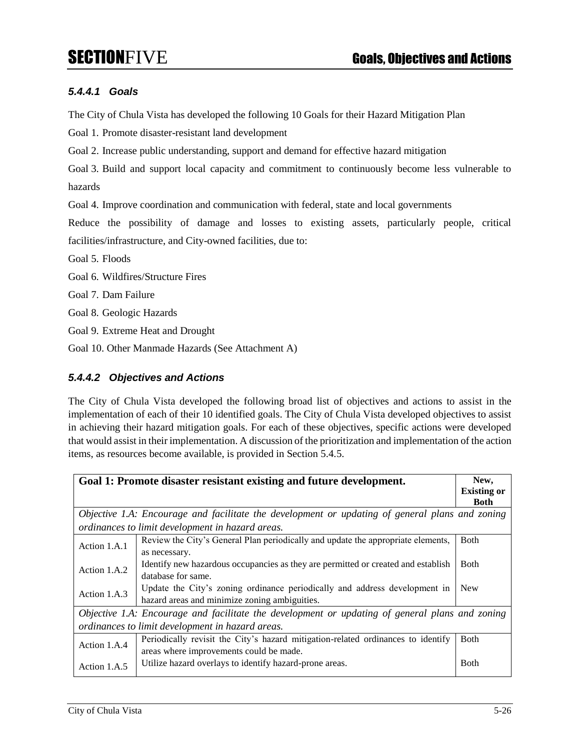### *5.4.4.1 Goals*

The City of Chula Vista has developed the following 10 Goals for their Hazard Mitigation Plan

Goal 1. Promote disaster-resistant land development

Goal 2. Increase public understanding, support and demand for effective hazard mitigation

Goal 3. Build and support local capacity and commitment to continuously become less vulnerable to hazards

Goal 4. Improve coordination and communication with federal, state and local governments

Reduce the possibility of damage and losses to existing assets, particularly people, critical facilities/infrastructure, and City-owned facilities, due to:

Goal 5. Floods

Goal 6. Wildfires/Structure Fires

Goal 7. Dam Failure

Goal 8. Geologic Hazards

Goal 9. Extreme Heat and Drought

Goal 10. Other Manmade Hazards (See Attachment A)

### *5.4.4.2 Objectives and Actions*

The City of Chula Vista developed the following broad list of objectives and actions to assist in the implementation of each of their 10 identified goals. The City of Chula Vista developed objectives to assist in achieving their hazard mitigation goals. For each of these objectives, specific actions were developed that would assist in their implementation. A discussion of the prioritization and implementation of the action items, as resources become available, is provided in Section 5.4.5.

| **Goal 1: Promote disaster resistant existing and future development.** | | **New, Existing or Both** |
|---|---|---|
| *Objective 1.A: Encourage and facilitate the development or updating of general plans and zoning ordinances to limit development in hazard areas.* | | |
| Action 1.A.1 | Review the City's General Plan periodically and update the appropriate elements, as necessary. | Both |
| Action 1.A.2 | Identify new hazardous occupancies as they are permitted or created and establish database for same. | Both |
| Action 1.A.3 | Update the City's zoning ordinance periodically and address development in hazard areas and minimize zoning ambiguities. | New |
| *Objective 1.A: Encourage and facilitate the development or updating of general plans and zoning ordinances to limit development in hazard areas.* | | |
| Action 1.A.4 | Periodically revisit the City's hazard mitigation-related ordinances to identify areas where improvements could be made. | Both |
| Action 1.A.5 | Utilize hazard overlays to identify hazard-prone areas. | Both |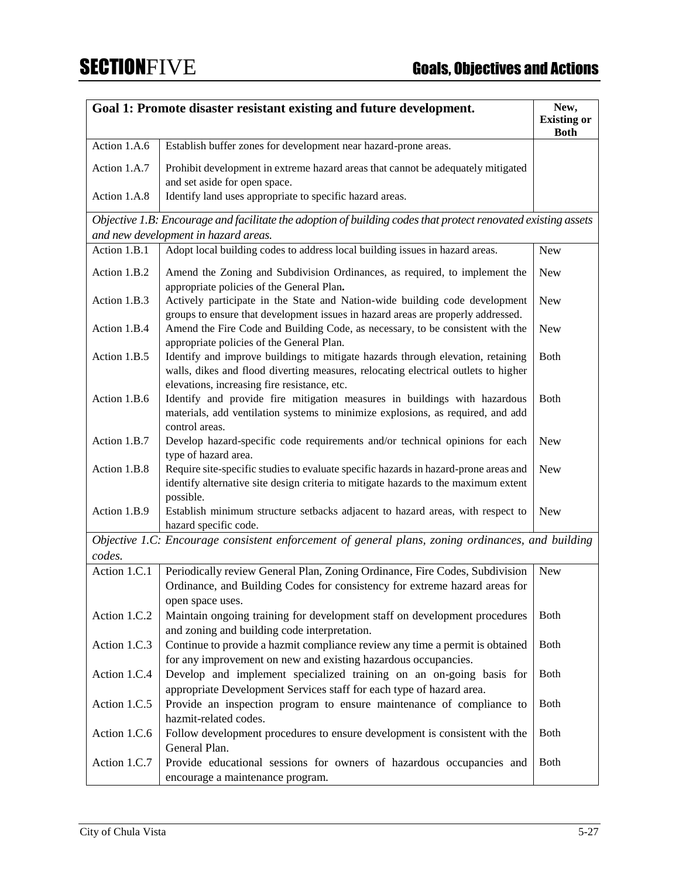| Goal 1: Promote disaster resistant existing and future development. | | New, Existing or Both |
|---|---|---|
| Action 1.A.6 | Establish buffer zones for development near hazard-prone areas. | |
| Action 1.A.7 | Prohibit development in extreme hazard areas that cannot be adequately mitigated and set aside for open space. | |
| Action 1.A.8 | Identify land uses appropriate to specific hazard areas. | |
| *Objective 1.B: Encourage and facilitate the adoption of building codes that protect renovated existing assets and new development in hazard areas.* | | |
| Action 1.B.1 | Adopt local building codes to address local building issues in hazard areas. | New |
| Action 1.B.2 | Amend the Zoning and Subdivision Ordinances, as required, to implement the appropriate policies of the General Plan**.** | New |
| Action 1.B.3 | Actively participate in the State and Nation-wide building code development groups to ensure that development issues in hazard areas are properly addressed. | New |
| Action 1.B.4 | Amend the Fire Code and Building Code, as necessary, to be consistent with the appropriate policies of the General Plan. | New |
| Action 1.B.5 | Identify and improve buildings to mitigate hazards through elevation, retaining walls, dikes and flood diverting measures, relocating electrical outlets to higher elevations, increasing fire resistance, etc. | Both |
| Action 1.B.6 | Identify and provide fire mitigation measures in buildings with hazardous materials, add ventilation systems to minimize explosions, as required, and add control areas. | Both |
| Action 1.B.7 | Develop hazard-specific code requirements and/or technical opinions for each type of hazard area. | New |
| Action 1.B.8 | Require site-specific studies to evaluate specific hazards in hazard-prone areas and identify alternative site design criteria to mitigate hazards to the maximum extent possible. | New |
| Action 1.B.9 | Establish minimum structure setbacks adjacent to hazard areas, with respect to hazard specific code. | New |
| *Objective 1.C: Encourage consistent enforcement of general plans, zoning ordinances, and building codes.* | | |
| Action 1.C.1 | Periodically review General Plan, Zoning Ordinance, Fire Codes, Subdivision Ordinance, and Building Codes for consistency for extreme hazard areas for open space uses. | New |
| Action 1.C.2 | Maintain ongoing training for development staff on development procedures and zoning and building code interpretation. | Both |
| Action 1.C.3 | Continue to provide a hazmit compliance review any time a permit is obtained for any improvement on new and existing hazardous occupancies. | Both |
| Action 1.C.4 | Develop and implement specialized training on an on-going basis for appropriate Development Services staff for each type of hazard area. | Both |
| Action 1.C.5 | Provide an inspection program to ensure maintenance of compliance to hazmit-related codes. | Both |
| Action 1.C.6 | Follow development procedures to ensure development is consistent with the General Plan. | Both |
| Action 1.C.7 | Provide educational sessions for owners of hazardous occupancies and encourage a maintenance program. | Both |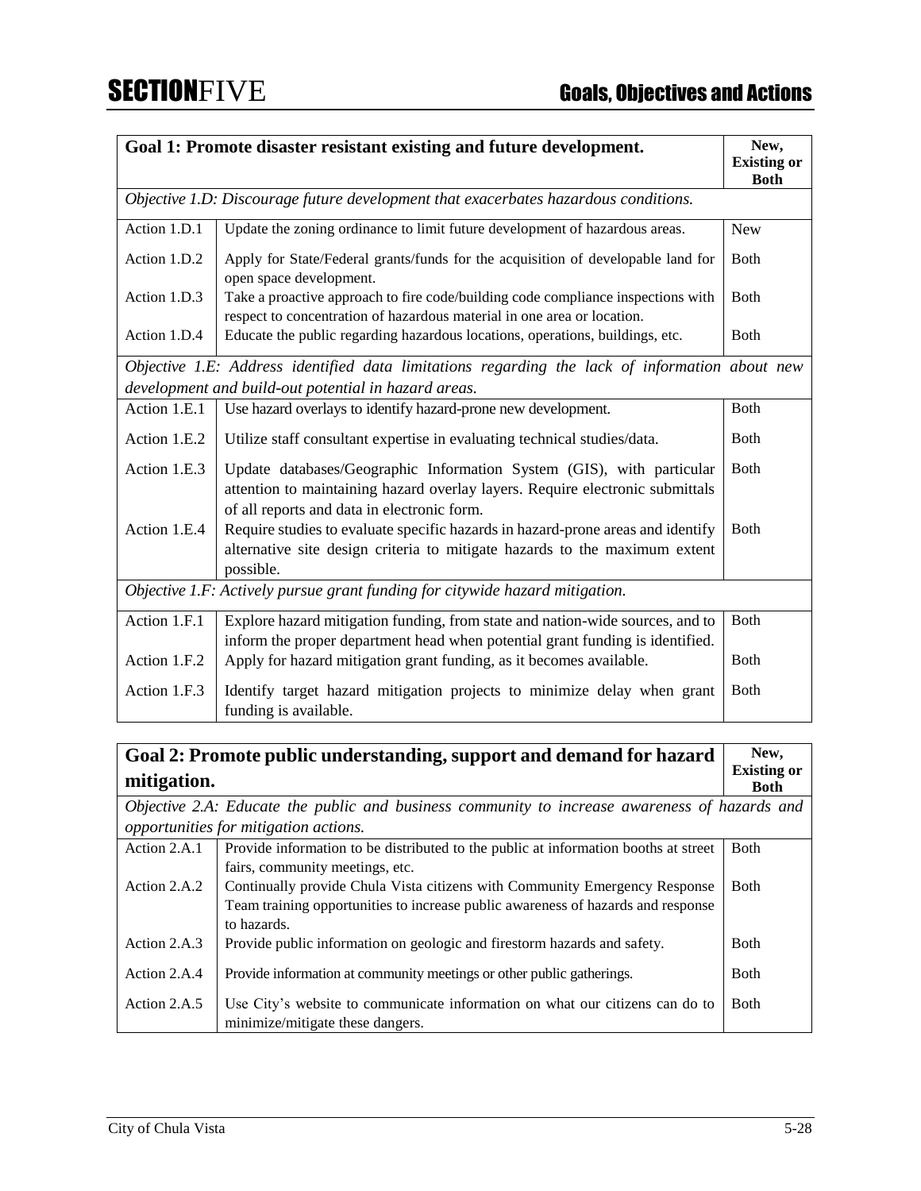| Goal 1: Promote disaster resistant existing and future development. | | New, Existing or Both |
|---|---|---|
| *Objective 1.D: Discourage future development that exacerbates hazardous conditions.* | | |
| Action 1.D.1 | Update the zoning ordinance to limit future development of hazardous areas. | New |
| Action 1.D.2 | Apply for State/Federal grants/funds for the acquisition of developable land for open space development. | Both |
| Action 1.D.3 | Take a proactive approach to fire code/building code compliance inspections with respect to concentration of hazardous material in one area or location. | Both |
| Action 1.D.4 | Educate the public regarding hazardous locations, operations, buildings, etc. | Both |
| *Objective 1.E: Address identified data limitations regarding the lack of information about new development and build-out potential in hazard areas.* | | |
| Action 1.E.1 | Use hazard overlays to identify hazard-prone new development. | Both |
| Action 1.E.2 | Utilize staff consultant expertise in evaluating technical studies/data. | Both |
| Action 1.E.3 | Update databases/Geographic Information System (GIS), with particular attention to maintaining hazard overlay layers. Require electronic submittals of all reports and data in electronic form. | Both |
| Action 1.E.4 | Require studies to evaluate specific hazards in hazard-prone areas and identify alternative site design criteria to mitigate hazards to the maximum extent possible. | Both |
| *Objective 1.F: Actively pursue grant funding for citywide hazard mitigation.* | | |
| Action 1.F.1 | Explore hazard mitigation funding, from state and nation-wide sources, and to inform the proper department head when potential grant funding is identified. | Both |
| Action 1.F.2 | Apply for hazard mitigation grant funding, as it becomes available. | Both |
| Action 1.F.3 | Identify target hazard mitigation projects to minimize delay when grant funding is available. | Both |

| Goal 2: Promote public understanding, support and demand for hazard mitigation. | | New, Existing or Both |
|---|---|---|
| *Objective 2.A: Educate the public and business community to increase awareness of hazards and opportunities for mitigation actions.* | | |
| Action 2.A.1 | Provide information to be distributed to the public at information booths at street fairs, community meetings, etc. | Both |
| Action 2.A.2 | Continually provide Chula Vista citizens with Community Emergency Response Team training opportunities to increase public awareness of hazards and response to hazards. | Both |
| Action 2.A.3 | Provide public information on geologic and firestorm hazards and safety. | Both |
| Action 2.A.4 | Provide information at community meetings or other public gatherings. | Both |
| Action 2.A.5 | Use City's website to communicate information on what our citizens can do to minimize/mitigate these dangers. | Both |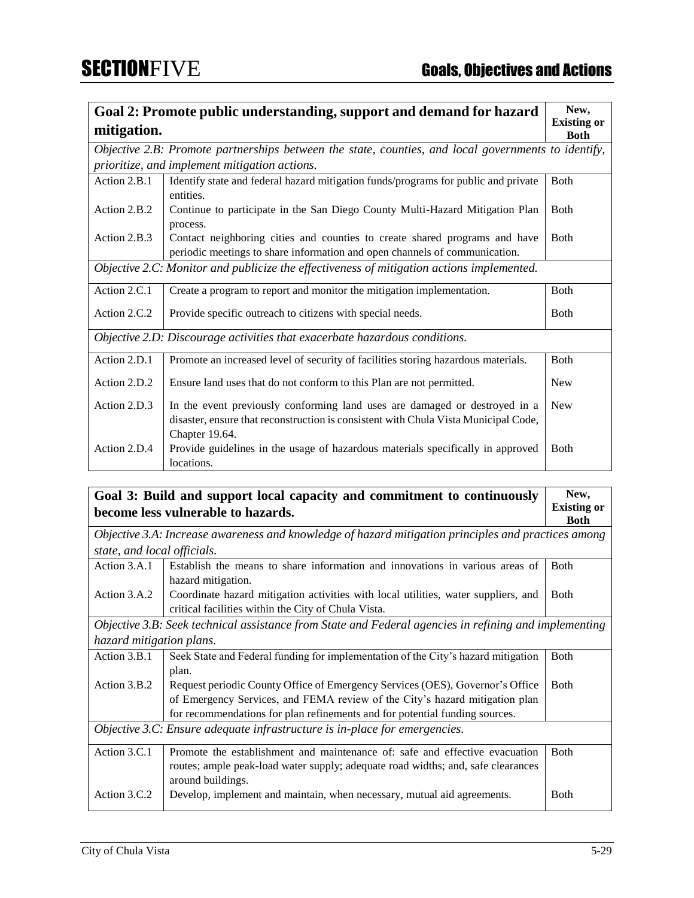| Goal 2: Promote public understanding, support and demand for hazard mitigation. | | New, Existing or Both |
|---|---|---|
| *Objective 2.B: Promote partnerships between the state, counties, and local governments to identify, prioritize, and implement mitigation actions.* | | |
| Action 2.B.1 | Identify state and federal hazard mitigation funds/programs for public and private entities. | Both |
| Action 2.B.2 | Continue to participate in the San Diego County Multi-Hazard Mitigation Plan process. | Both |
| Action 2.B.3 | Contact neighboring cities and counties to create shared programs and have periodic meetings to share information and open channels of communication. | Both |
| *Objective 2.C: Monitor and publicize the effectiveness of mitigation actions implemented.* | | |
| Action 2.C.1 | Create a program to report and monitor the mitigation implementation. | Both |
| Action 2.C.2 | Provide specific outreach to citizens with special needs. | Both |
| *Objective 2.D: Discourage activities that exacerbate hazardous conditions.* | | |
| Action 2.D.1 | Promote an increased level of security of facilities storing hazardous materials. | Both |
| Action 2.D.2 | Ensure land uses that do not conform to this Plan are not permitted. | New |
| Action 2.D.3 | In the event previously conforming land uses are damaged or destroyed in a disaster, ensure that reconstruction is consistent with Chula Vista Municipal Code, Chapter 19.64. | New |
| Action 2.D.4 | Provide guidelines in the usage of hazardous materials specifically in approved locations. | Both |

| Goal 3: Build and support local capacity and commitment to continuously become less vulnerable to hazards. | | New, Existing or Both |
|---|---|---|
| *Objective 3.A: Increase awareness and knowledge of hazard mitigation principles and practices among state, and local officials.* | | |
| Action 3.A.1 | Establish the means to share information and innovations in various areas of hazard mitigation. | Both |
| Action 3.A.2 | Coordinate hazard mitigation activities with local utilities, water suppliers, and critical facilities within the City of Chula Vista. | Both |
| *Objective 3.B: Seek technical assistance from State and Federal agencies in refining and implementing hazard mitigation plans.* | | |
| Action 3.B.1 | Seek State and Federal funding for implementation of the City's hazard mitigation plan. | Both |
| Action 3.B.2 | Request periodic County Office of Emergency Services (OES), Governor's Office of Emergency Services, and FEMA review of the City's hazard mitigation plan for recommendations for plan refinements and for potential funding sources. | Both |
| *Objective 3.C: Ensure adequate infrastructure is in-place for emergencies.* | | |
| Action 3.C.1 | Promote the establishment and maintenance of: safe and effective evacuation routes; ample peak-load water supply; adequate road widths; and, safe clearances around buildings. | Both |
| Action 3.C.2 | Develop, implement and maintain, when necessary, mutual aid agreements. | Both |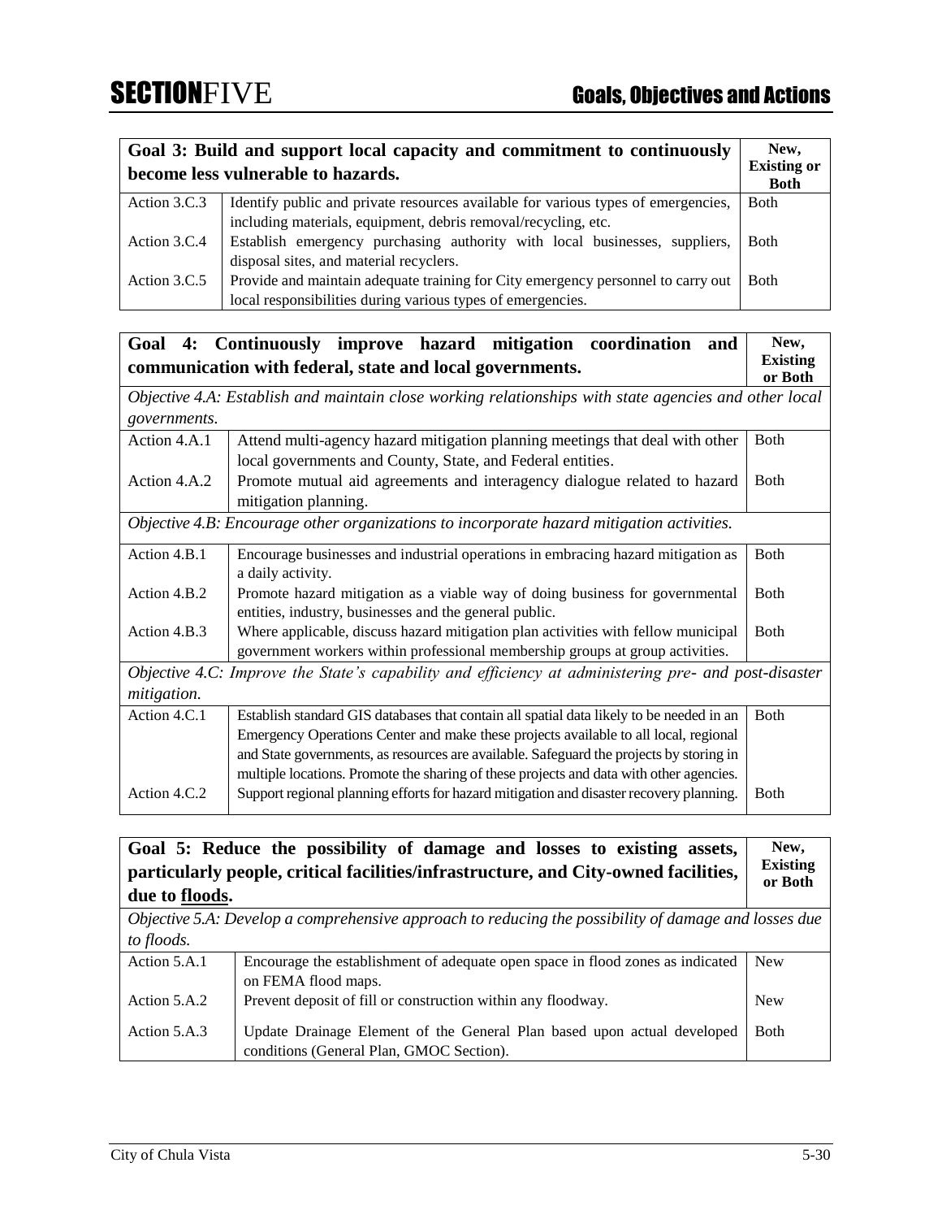| Goal 3: Build and support local capacity and commitment to continuously become less vulnerable to hazards. | | New, Existing or Both |
|---|---|---|
| Action 3.C.3 | Identify public and private resources available for various types of emergencies, including materials, equipment, debris removal/recycling, etc. | Both |
| Action 3.C.4 | Establish emergency purchasing authority with local businesses, suppliers, disposal sites, and material recyclers. | Both |
| Action 3.C.5 | Provide and maintain adequate training for City emergency personnel to carry out local responsibilities during various types of emergencies. | Both |

| Goal 4: Continuously improve hazard mitigation coordination and communication with federal, state and local governments. | | New, Existing or Both |
|---|---|---|
| *Objective 4.A: Establish and maintain close working relationships with state agencies and other local governments.* | | |
| Action 4.A.1 | Attend multi-agency hazard mitigation planning meetings that deal with other local governments and County, State, and Federal entities. | Both |
| Action 4.A.2 | Promote mutual aid agreements and interagency dialogue related to hazard mitigation planning. | Both |
| *Objective 4.B: Encourage other organizations to incorporate hazard mitigation activities.* | | |
| Action 4.B.1 | Encourage businesses and industrial operations in embracing hazard mitigation as a daily activity. | Both |
| Action 4.B.2 | Promote hazard mitigation as a viable way of doing business for governmental entities, industry, businesses and the general public. | Both |
| Action 4.B.3 | Where applicable, discuss hazard mitigation plan activities with fellow municipal government workers within professional membership groups at group activities. | Both |
| *Objective 4.C: Improve the State's capability and efficiency at administering pre- and post-disaster mitigation.* | | |
| Action 4.C.1 | Establish standard GIS databases that contain all spatial data likely to be needed in an Emergency Operations Center and make these projects available to all local, regional and State governments, as resources are available. Safeguard the projects by storing in multiple locations. Promote the sharing of these projects and data with other agencies. | Both |
| Action 4.C.2 | Support regional planning efforts for hazard mitigation and disaster recovery planning. | Both |

| Goal 5: Reduce the possibility of damage and losses to existing assets, particularly people, critical facilities/infrastructure, and City-owned facilities, due to <u>floods</u>. | | New, Existing or Both |
|---|---|---|
| *Objective 5.A: Develop a comprehensive approach to reducing the possibility of damage and losses due to floods.* | | |
| Action 5.A.1 | Encourage the establishment of adequate open space in flood zones as indicated on FEMA flood maps. | New |
| Action 5.A.2 | Prevent deposit of fill or construction within any floodway. | New |
| Action 5.A.3 | Update Drainage Element of the General Plan based upon actual developed conditions (General Plan, GMOC Section). | Both |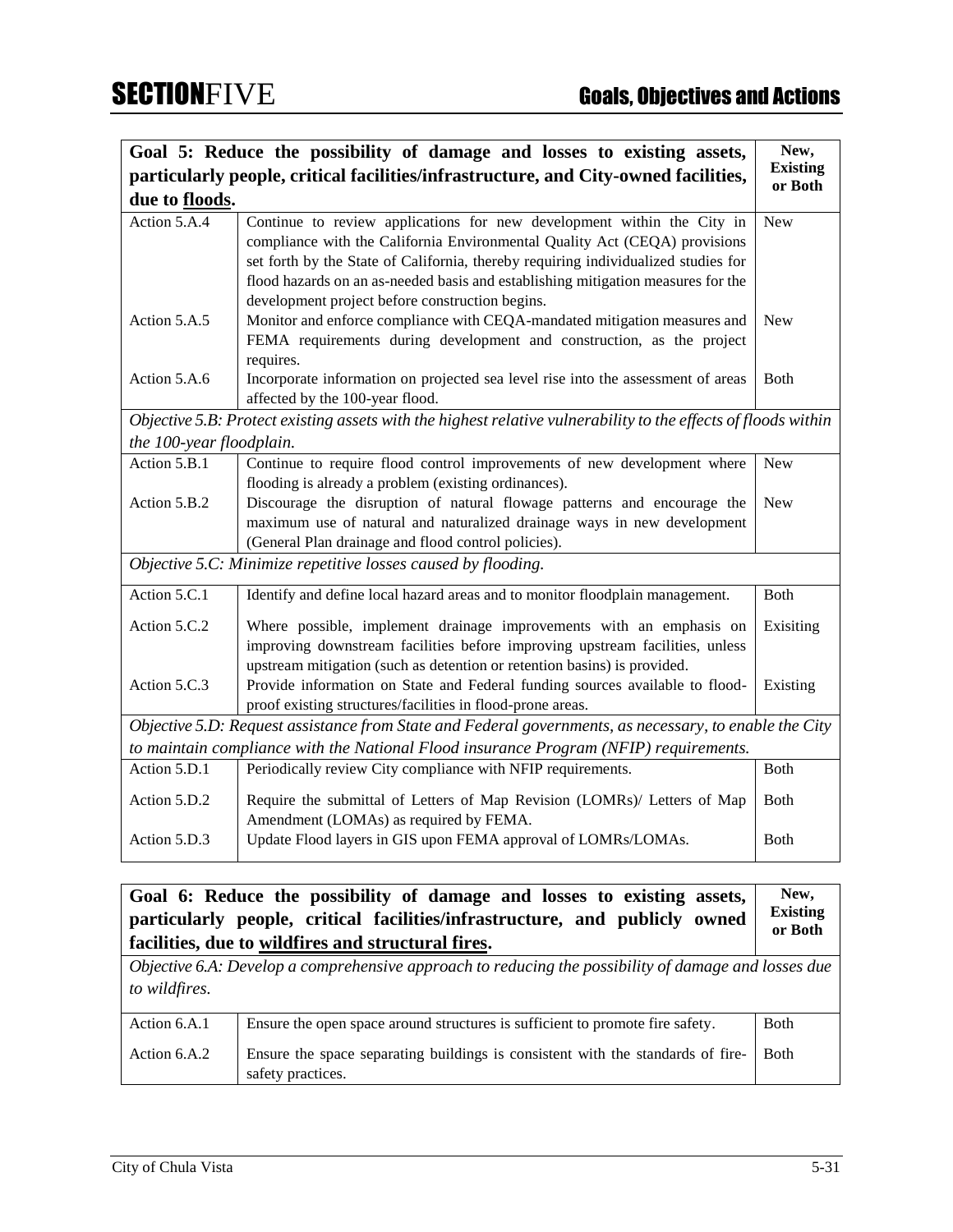| Goal 5: Reduce the possibility of damage and losses to existing assets, particularly people, critical facilities/infrastructure, and City-owned facilities, due to **floods**. | | New, Existing or Both |
|---|---|---|
| Action 5.A.4 | Continue to review applications for new development within the City in compliance with the California Environmental Quality Act (CEQA) provisions set forth by the State of California, thereby requiring individualized studies for flood hazards on an as-needed basis and establishing mitigation measures for the development project before construction begins. | New |
| Action 5.A.5 | Monitor and enforce compliance with CEQA-mandated mitigation measures and FEMA requirements during development and construction, as the project requires. | New |
| Action 5.A.6 | Incorporate information on projected sea level rise into the assessment of areas affected by the 100-year flood. | Both |
| *Objective 5.B: Protect existing assets with the highest relative vulnerability to the effects of floods within the 100-year floodplain.* | | |
| Action 5.B.1 | Continue to require flood control improvements of new development where flooding is already a problem (existing ordinances). | New |
| Action 5.B.2 | Discourage the disruption of natural flowage patterns and encourage the maximum use of natural and naturalized drainage ways in new development (General Plan drainage and flood control policies). | New |
| *Objective 5.C: Minimize repetitive losses caused by flooding.* | | |
| Action 5.C.1 | Identify and define local hazard areas and to monitor floodplain management. | Both |
| Action 5.C.2 | Where possible, implement drainage improvements with an emphasis on improving downstream facilities before improving upstream facilities, unless upstream mitigation (such as detention or retention basins) is provided. | Exisiting |
| Action 5.C.3 | Provide information on State and Federal funding sources available to flood-proof existing structures/facilities in flood-prone areas. | Existing |
| *Objective 5.D: Request assistance from State and Federal governments, as necessary, to enable the City to maintain compliance with the National Flood insurance Program (NFIP) requirements.* | | |
| Action 5.D.1 | Periodically review City compliance with NFIP requirements. | Both |
| Action 5.D.2 | Require the submittal of Letters of Map Revision (LOMRs)/ Letters of Map Amendment (LOMAs) as required by FEMA. | Both |
| Action 5.D.3 | Update Flood layers in GIS upon FEMA approval of LOMRs/LOMAs. | Both |

| Goal 6: Reduce the possibility of damage and losses to existing assets, particularly people, critical facilities/infrastructure, and publicly owned facilities, due to **wildfires and structural fires**. | | New, Existing or Both |
|---|---|---|
| *Objective 6.A: Develop a comprehensive approach to reducing the possibility of damage and losses due to wildfires.* | | |
| Action 6.A.1 | Ensure the open space around structures is sufficient to promote fire safety. | Both |
| Action 6.A.2 | Ensure the space separating buildings is consistent with the standards of fire-safety practices. | Both |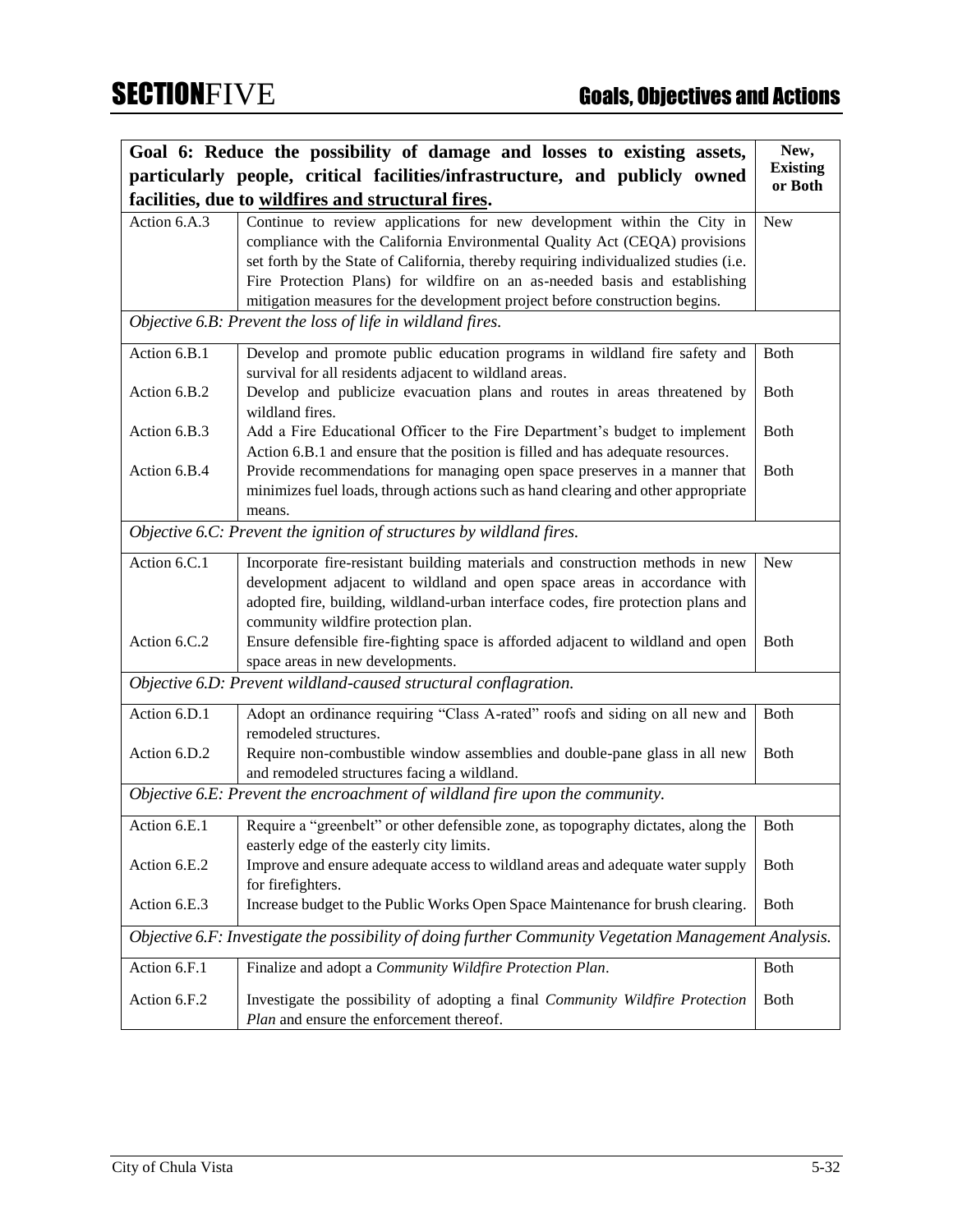| Goal 6: Reduce the possibility of damage and losses to existing assets, particularly people, critical facilities/infrastructure, and publicly owned facilities, due to wildfires and structural fires. | | New, Existing or Both |
|---|---|---|
| Action 6.A.3 | Continue to review applications for new development within the City in compliance with the California Environmental Quality Act (CEQA) provisions set forth by the State of California, thereby requiring individualized studies (i.e. Fire Protection Plans) for wildfire on an as-needed basis and establishing mitigation measures for the development project before construction begins. | New |
| *Objective 6.B: Prevent the loss of life in wildland fires.* | | |
| Action 6.B.1 | Develop and promote public education programs in wildland fire safety and survival for all residents adjacent to wildland areas. | Both |
| Action 6.B.2 | Develop and publicize evacuation plans and routes in areas threatened by wildland fires. | Both |
| Action 6.B.3 | Add a Fire Educational Officer to the Fire Department's budget to implement Action 6.B.1 and ensure that the position is filled and has adequate resources. | Both |
| Action 6.B.4 | Provide recommendations for managing open space preserves in a manner that minimizes fuel loads, through actions such as hand clearing and other appropriate means. | Both |
| *Objective 6.C: Prevent the ignition of structures by wildland fires.* | | |
| Action 6.C.1 | Incorporate fire-resistant building materials and construction methods in new development adjacent to wildland and open space areas in accordance with adopted fire, building, wildland-urban interface codes, fire protection plans and community wildfire protection plan. | New |
| Action 6.C.2 | Ensure defensible fire-fighting space is afforded adjacent to wildland and open space areas in new developments. | Both |
| *Objective 6.D: Prevent wildland-caused structural conflagration.* | | |
| Action 6.D.1 | Adopt an ordinance requiring "Class A-rated" roofs and siding on all new and remodeled structures. | Both |
| Action 6.D.2 | Require non-combustible window assemblies and double-pane glass in all new and remodeled structures facing a wildland. | Both |
| *Objective 6.E: Prevent the encroachment of wildland fire upon the community.* | | |
| Action 6.E.1 | Require a "greenbelt" or other defensible zone, as topography dictates, along the easterly edge of the easterly city limits. | Both |
| Action 6.E.2 | Improve and ensure adequate access to wildland areas and adequate water supply for firefighters. | Both |
| Action 6.E.3 | Increase budget to the Public Works Open Space Maintenance for brush clearing. | Both |
| *Objective 6.F: Investigate the possibility of doing further Community Vegetation Management Analysis.* | | |
| Action 6.F.1 | Finalize and adopt a *Community Wildfire Protection Plan*. | Both |
| Action 6.F.2 | Investigate the possibility of adopting a final *Community Wildfire Protection Plan* and ensure the enforcement thereof. | Both |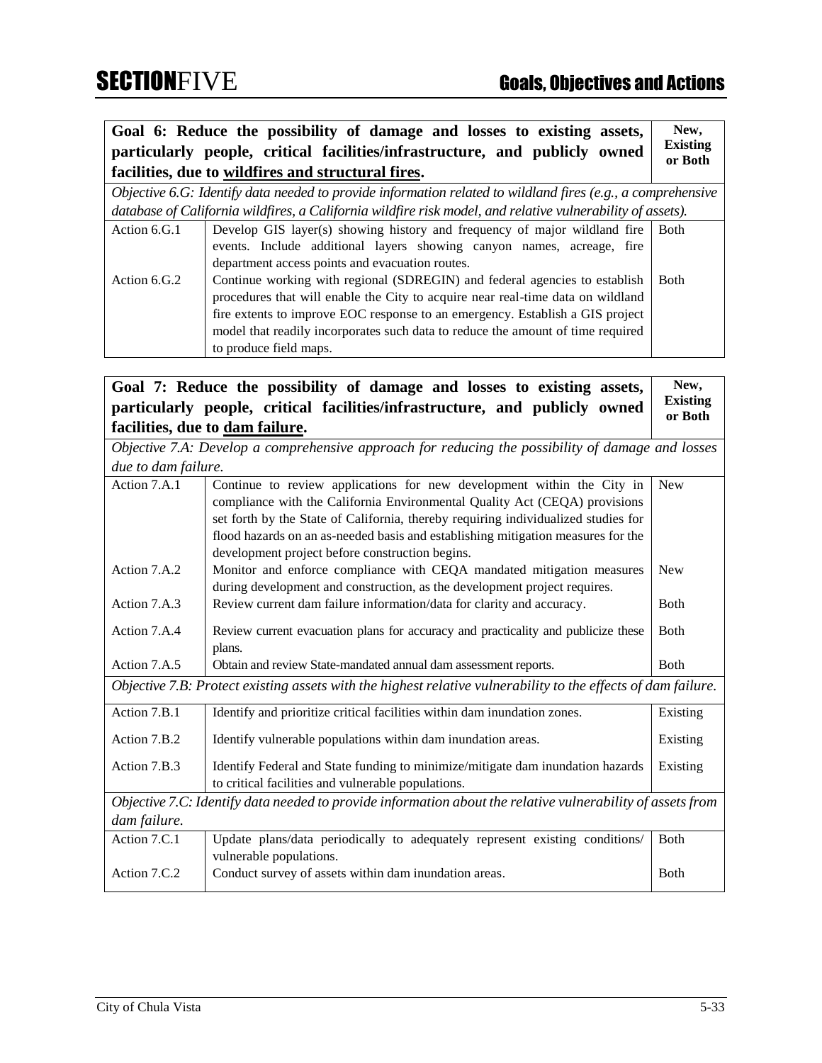| Goal 6: Reduce the possibility of damage and losses to existing assets, particularly people, critical facilities/infrastructure, and publicly owned facilities, due to <u>wildfires and structural fires</u>. | | New, Existing or Both |
|---|---|---|
| *Objective 6.G: Identify data needed to provide information related to wildland fires (e.g., a comprehensive database of California wildfires, a California wildfire risk model, and relative vulnerability of assets).* | | |
| Action 6.G.1 | Develop GIS layer(s) showing history and frequency of major wildland fire events. Include additional layers showing canyon names, acreage, fire department access points and evacuation routes. | Both |
| Action 6.G.2 | Continue working with regional (SDREGIN) and federal agencies to establish procedures that will enable the City to acquire near real-time data on wildland fire extents to improve EOC response to an emergency. Establish a GIS project model that readily incorporates such data to reduce the amount of time required to produce field maps. | Both |

| Goal 7: Reduce the possibility of damage and losses to existing assets, particularly people, critical facilities/infrastructure, and publicly owned facilities, due to <u>dam failure</u>. | | New, Existing or Both |
|---|---|---|
| *Objective 7.A: Develop a comprehensive approach for reducing the possibility of damage and losses due to dam failure.* | | |
| Action 7.A.1 | Continue to review applications for new development within the City in compliance with the California Environmental Quality Act (CEQA) provisions set forth by the State of California, thereby requiring individualized studies for flood hazards on an as-needed basis and establishing mitigation measures for the development project before construction begins. | New |
| Action 7.A.2 | Monitor and enforce compliance with CEQA mandated mitigation measures during development and construction, as the development project requires. | New |
| Action 7.A.3 | Review current dam failure information/data for clarity and accuracy. | Both |
| Action 7.A.4 | Review current evacuation plans for accuracy and practicality and publicize these plans. | Both |
| Action 7.A.5 | Obtain and review State-mandated annual dam assessment reports. | Both |
| *Objective 7.B: Protect existing assets with the highest relative vulnerability to the effects of dam failure.* | | |
| Action 7.B.1 | Identify and prioritize critical facilities within dam inundation zones. | Existing |
| Action 7.B.2 | Identify vulnerable populations within dam inundation areas. | Existing |
| Action 7.B.3 | Identify Federal and State funding to minimize/mitigate dam inundation hazards to critical facilities and vulnerable populations. | Existing |
| *Objective 7.C: Identify data needed to provide information about the relative vulnerability of assets from dam failure.* | | |
| Action 7.C.1 | Update plans/data periodically to adequately represent existing conditions/ vulnerable populations. | Both |
| Action 7.C.2 | Conduct survey of assets within dam inundation areas. | Both |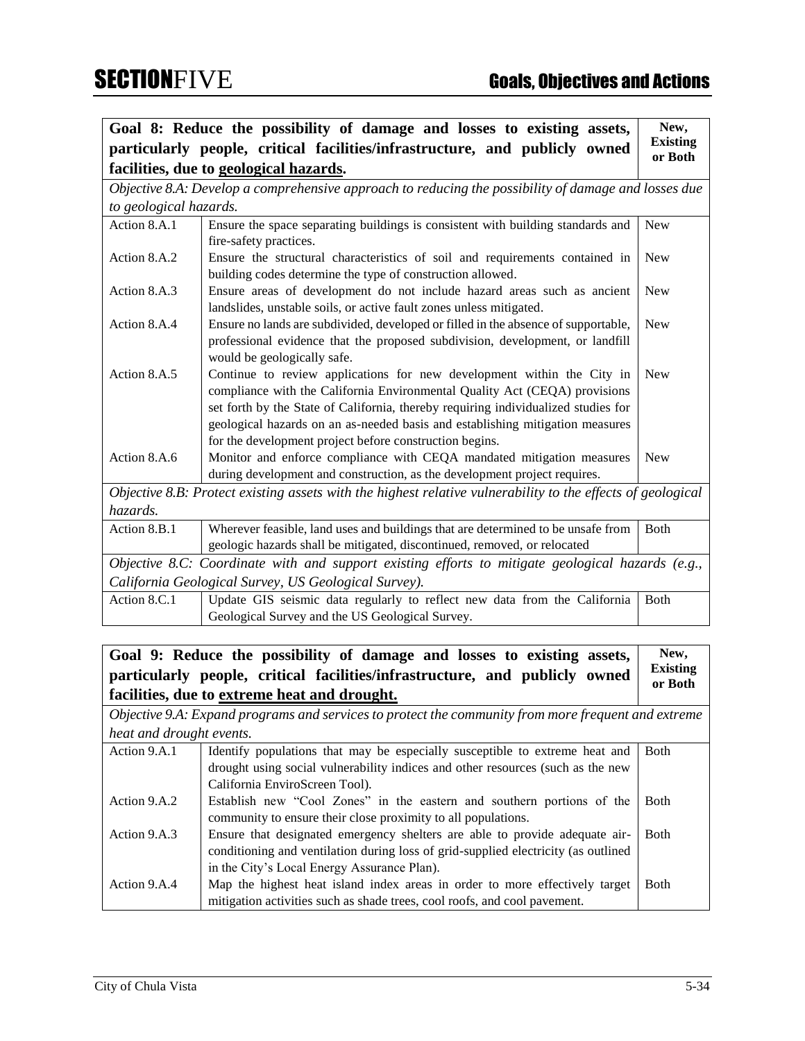| **Goal 8: Reduce the possibility of damage and losses to existing assets, particularly people, critical facilities/infrastructure, and publicly owned facilities, due to geological hazards.** | | **New, Existing or Both** |
|---|---|---|
| *Objective 8.A: Develop a comprehensive approach to reducing the possibility of damage and losses due to geological hazards.* | | |
| Action 8.A.1 | Ensure the space separating buildings is consistent with building standards and fire-safety practices. | New |
| Action 8.A.2 | Ensure the structural characteristics of soil and requirements contained in building codes determine the type of construction allowed. | New |
| Action 8.A.3 | Ensure areas of development do not include hazard areas such as ancient landslides, unstable soils, or active fault zones unless mitigated. | New |
| Action 8.A.4 | Ensure no lands are subdivided, developed or filled in the absence of supportable, professional evidence that the proposed subdivision, development, or landfill would be geologically safe. | New |
| Action 8.A.5 | Continue to review applications for new development within the City in compliance with the California Environmental Quality Act (CEQA) provisions set forth by the State of California, thereby requiring individualized studies for geological hazards on an as-needed basis and establishing mitigation measures for the development project before construction begins. | New |
| Action 8.A.6 | Monitor and enforce compliance with CEQA mandated mitigation measures during development and construction, as the development project requires. | New |
| *Objective 8.B: Protect existing assets with the highest relative vulnerability to the effects of geological hazards.* | | |
| Action 8.B.1 | Wherever feasible, land uses and buildings that are determined to be unsafe from geologic hazards shall be mitigated, discontinued, removed, or relocated | Both |
| *Objective 8.C: Coordinate with and support existing efforts to mitigate geological hazards (e.g., California Geological Survey, US Geological Survey).* | | |
| Action 8.C.1 | Update GIS seismic data regularly to reflect new data from the California Geological Survey and the US Geological Survey. | Both |

| **Goal 9: Reduce the possibility of damage and losses to existing assets, particularly people, critical facilities/infrastructure, and publicly owned facilities, due to extreme heat and drought.** | | **New, Existing or Both** |
|---|---|---|
| *Objective 9.A: Expand programs and services to protect the community from more frequent and extreme heat and drought events.* | | |
| Action 9.A.1 | Identify populations that may be especially susceptible to extreme heat and drought using social vulnerability indices and other resources (such as the new California EnviroScreen Tool). | Both |
| Action 9.A.2 | Establish new "Cool Zones" in the eastern and southern portions of the community to ensure their close proximity to all populations. | Both |
| Action 9.A.3 | Ensure that designated emergency shelters are able to provide adequate air-conditioning and ventilation during loss of grid-supplied electricity (as outlined in the City's Local Energy Assurance Plan). | Both |
| Action 9.A.4 | Map the highest heat island index areas in order to more effectively target mitigation activities such as shade trees, cool roofs, and cool pavement. | Both |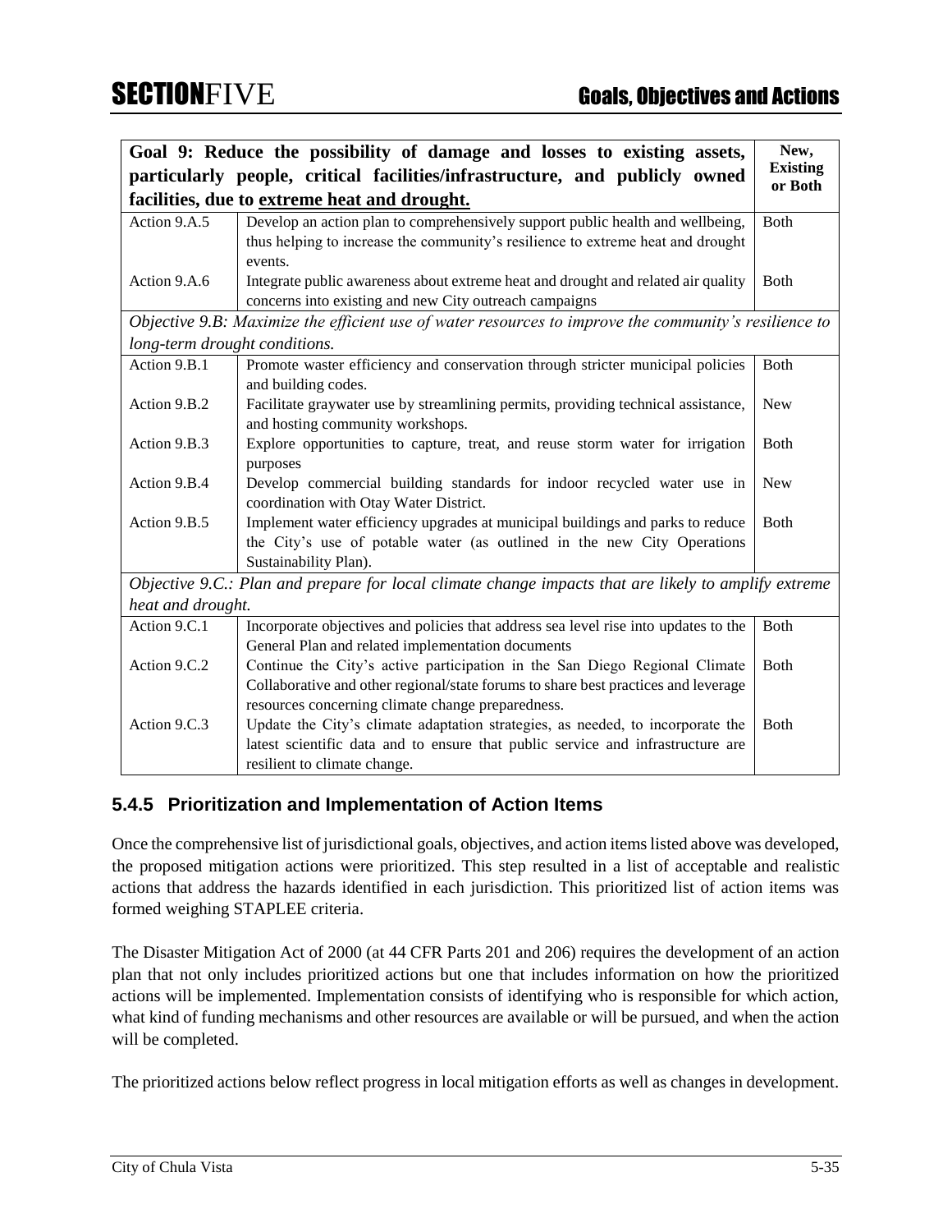| Goal 9: Reduce the possibility of damage and losses to existing assets, particularly people, critical facilities/infrastructure, and publicly owned facilities, due to extreme heat and drought. | | New, Existing or Both |
|---|---|---|
| Action 9.A.5 | Develop an action plan to comprehensively support public health and wellbeing, thus helping to increase the community's resilience to extreme heat and drought events. | Both |
| Action 9.A.6 | Integrate public awareness about extreme heat and drought and related air quality concerns into existing and new City outreach campaigns | Both |
| *Objective 9.B: Maximize the efficient use of water resources to improve the community's resilience to long-term drought conditions.* | | |
| Action 9.B.1 | Promote waster efficiency and conservation through stricter municipal policies and building codes. | Both |
| Action 9.B.2 | Facilitate graywater use by streamlining permits, providing technical assistance, and hosting community workshops. | New |
| Action 9.B.3 | Explore opportunities to capture, treat, and reuse storm water for irrigation purposes | Both |
| Action 9.B.4 | Develop commercial building standards for indoor recycled water use in coordination with Otay Water District. | New |
| Action 9.B.5 | Implement water efficiency upgrades at municipal buildings and parks to reduce the City's use of potable water (as outlined in the new City Operations Sustainability Plan). | Both |
| *Objective 9.C.: Plan and prepare for local climate change impacts that are likely to amplify extreme heat and drought.* | | |
| Action 9.C.1 | Incorporate objectives and policies that address sea level rise into updates to the General Plan and related implementation documents | Both |
| Action 9.C.2 | Continue the City's active participation in the San Diego Regional Climate Collaborative and other regional/state forums to share best practices and leverage resources concerning climate change preparedness. | Both |
| Action 9.C.3 | Update the City's climate adaptation strategies, as needed, to incorporate the latest scientific data and to ensure that public service and infrastructure are resilient to climate change. | Both |

### 5.4.5 Prioritization and Implementation of Action Items

Once the comprehensive list of jurisdictional goals, objectives, and action items listed above was developed, the proposed mitigation actions were prioritized. This step resulted in a list of acceptable and realistic actions that address the hazards identified in each jurisdiction. This prioritized list of action items was formed weighing STAPLEE criteria.

The Disaster Mitigation Act of 2000 (at 44 CFR Parts 201 and 206) requires the development of an action plan that not only includes prioritized actions but one that includes information on how the prioritized actions will be implemented. Implementation consists of identifying who is responsible for which action, what kind of funding mechanisms and other resources are available or will be pursued, and when the action will be completed.

The prioritized actions below reflect progress in local mitigation efforts as well as changes in development.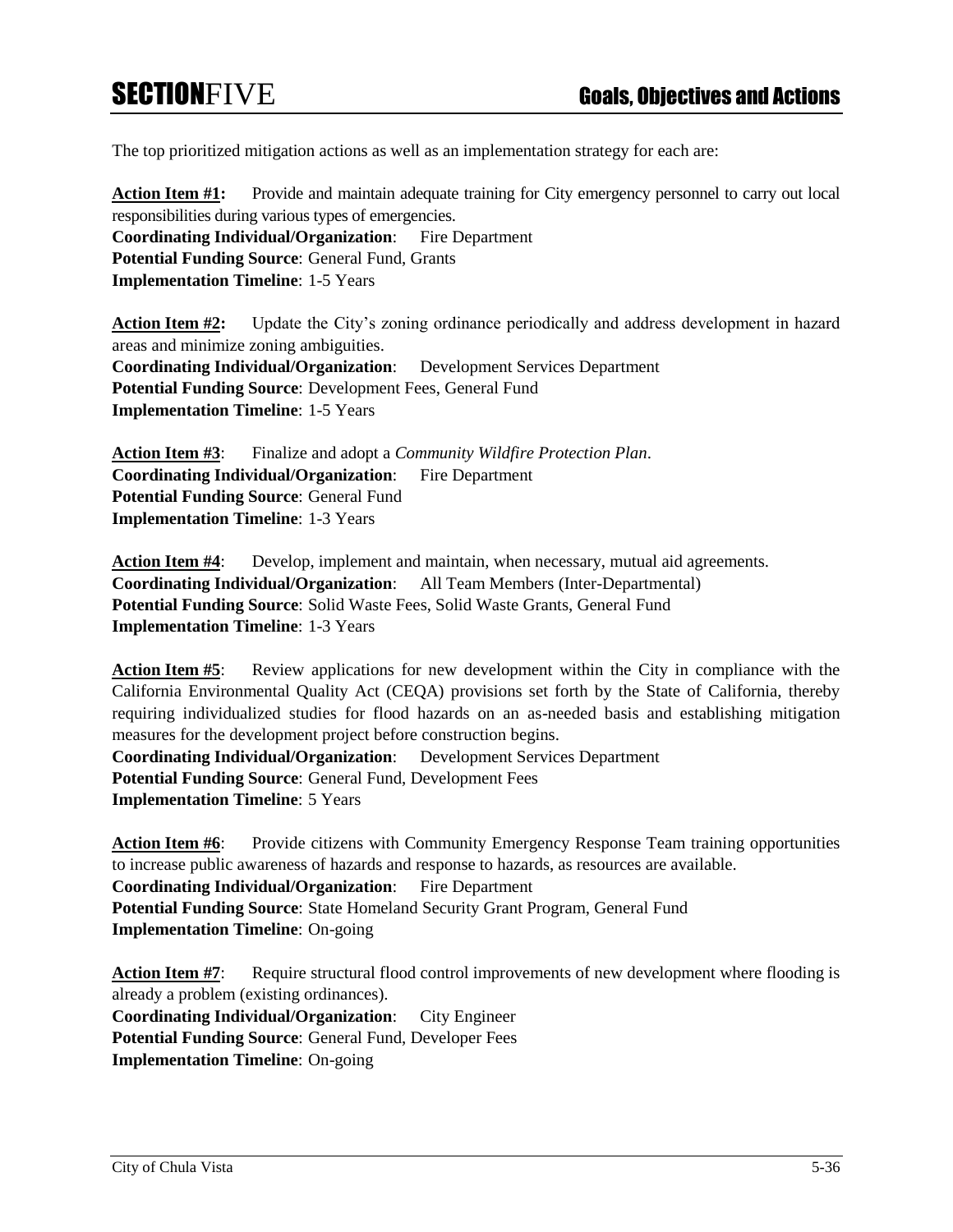The top prioritized mitigation actions as well as an implementation strategy for each are:

**Action Item #1:** Provide and maintain adequate training for City emergency personnel to carry out local responsibilities during various types of emergencies.
**Coordinating Individual/Organization**: Fire Department
**Potential Funding Source**: General Fund, Grants
**Implementation Timeline**: 1-5 Years

**Action Item #2:** Update the City's zoning ordinance periodically and address development in hazard areas and minimize zoning ambiguities.
**Coordinating Individual/Organization**: Development Services Department
**Potential Funding Source**: Development Fees, General Fund
**Implementation Timeline**: 1-5 Years

**Action Item #3**: Finalize and adopt a *Community Wildfire Protection Plan*.
**Coordinating Individual/Organization**: Fire Department
**Potential Funding Source**: General Fund
**Implementation Timeline**: 1-3 Years

**Action Item #4**: Develop, implement and maintain, when necessary, mutual aid agreements.
**Coordinating Individual/Organization**: All Team Members (Inter-Departmental)
**Potential Funding Source**: Solid Waste Fees, Solid Waste Grants, General Fund
**Implementation Timeline**: 1-3 Years

**Action Item #5**: Review applications for new development within the City in compliance with the California Environmental Quality Act (CEQA) provisions set forth by the State of California, thereby requiring individualized studies for flood hazards on an as-needed basis and establishing mitigation measures for the development project before construction begins.
**Coordinating Individual/Organization**: Development Services Department
**Potential Funding Source**: General Fund, Development Fees
**Implementation Timeline**: 5 Years

**Action Item #6**: Provide citizens with Community Emergency Response Team training opportunities to increase public awareness of hazards and response to hazards, as resources are available.
**Coordinating Individual/Organization**: Fire Department
**Potential Funding Source**: State Homeland Security Grant Program, General Fund
**Implementation Timeline**: On-going

**Action Item #7**: Require structural flood control improvements of new development where flooding is already a problem (existing ordinances).
**Coordinating Individual/Organization**: City Engineer
**Potential Funding Source**: General Fund, Developer Fees
**Implementation Timeline**: On-going